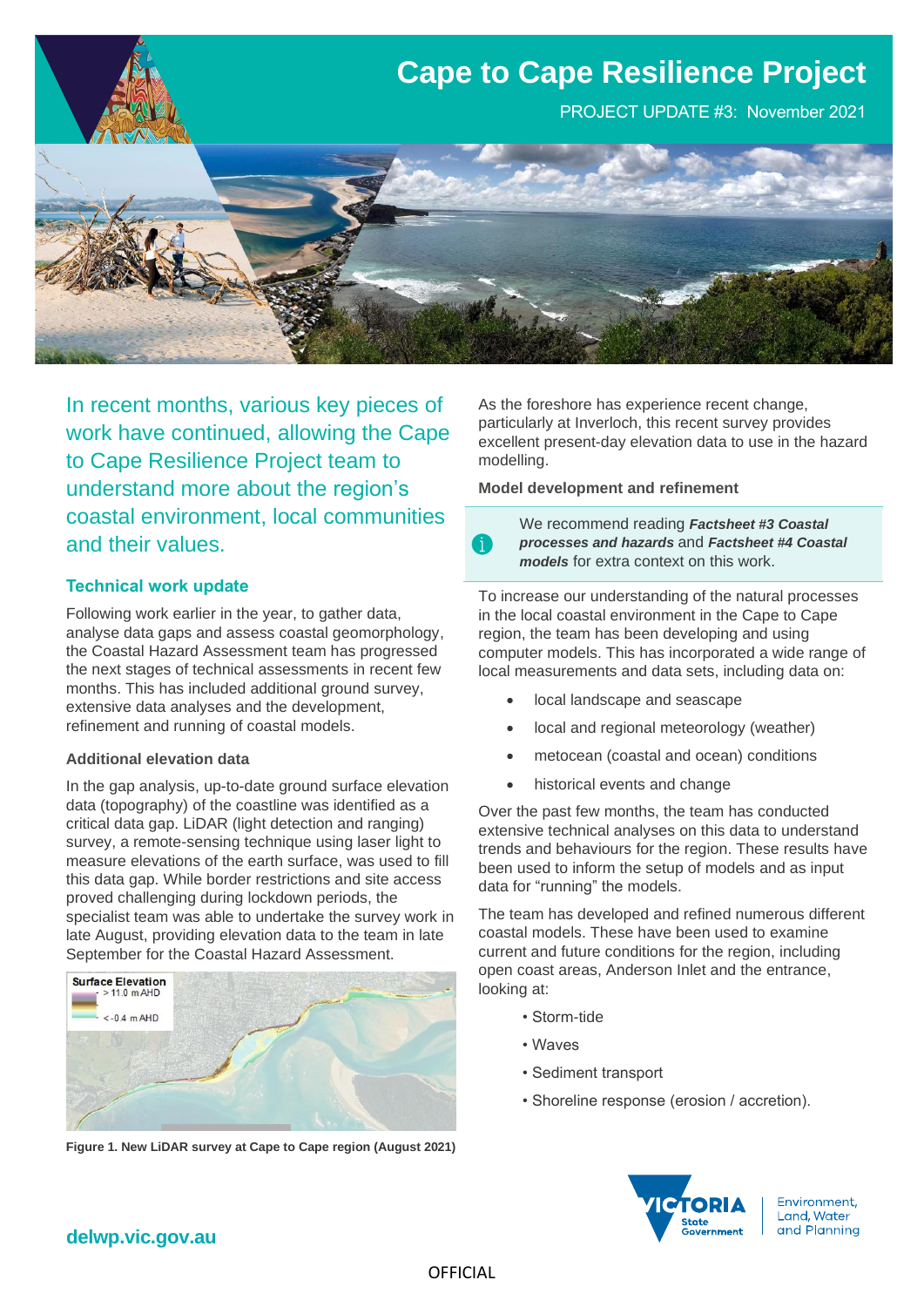# Cape to Cape Resilience Project

PROJECT UPDATE #3: November 2021

In recent months, various key pieces of work have continued, allowing the Cape to Cape Resilience Project team to understand more about the region's coastal environment, local communities and their values.

## Technical work update

Following work earlier in the year, to gather data, analyse data gaps and assess coastal geomorphology, the Coastal Hazard Assessment team has progressed the next stages of technical assessments in recent few months. This has included additional ground survey, extensive data analyses and the development, refinement and running of coastal models.

### Additional elevation data

In the gap analysis, up-to-date ground surface elevation data (topography) of the coastline was identified as a critical data gap. LiDAR (light detection and ranging) survey, a remote-sensing technique using laser light to measure elevations of the earth surface, was used to fill this data gap. While border restrictions and site access proved challenging during lockdown periods, the specialist team was able to undertake the survey work in late August, providing elevation data to the team in late September for the Coastal Hazard Assessment.

Surface Elevation
> 11.0 m AHD
< -0.4 m AHD

**Figure 1. New LiDAR survey at Cape to Cape region (August 2021)**

As the foreshore has experience recent change, particularly at Inverloch, this recent survey provides excellent present-day elevation data to use in the hazard modelling.

### Model development and refinement

We recommend reading ***Factsheet #3 Coastal processes and hazards*** and ***Factsheet #4 Coastal models*** for extra context on this work.

To increase our understanding of the natural processes in the local coastal environment in the Cape to Cape region, the team has been developing and using computer models. This has incorporated a wide range of local measurements and data sets, including data on:

- local landscape and seascape
- local and regional meteorology (weather)
- metocean (coastal and ocean) conditions
- historical events and change

Over the past few months, the team has conducted extensive technical analyses on this data to understand trends and behaviours for the region. These results have been used to inform the setup of models and as input data for "running" the models.

The team has developed and refined numerous different coastal models. These have been used to examine current and future conditions for the region, including open coast areas, Anderson Inlet and the entrance, looking at:

- Storm-tide
- Waves
- Sediment transport
- Shoreline response (erosion / accretion).

delwp.vic.gov.au

OFFICIAL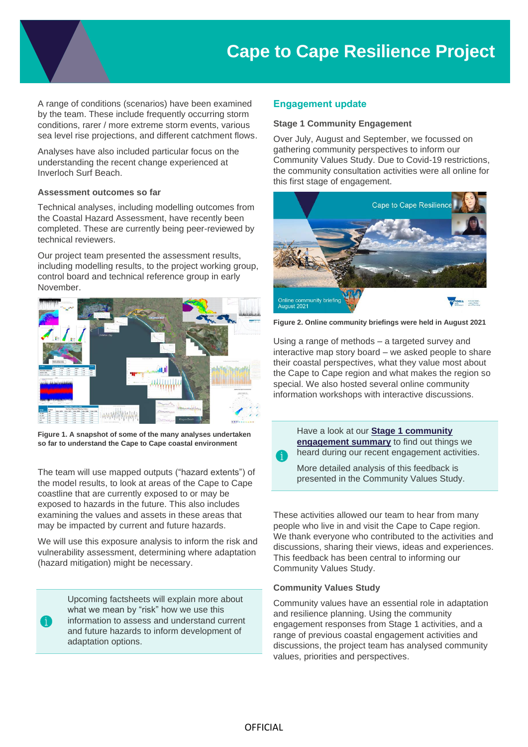# Cape to Cape Resilience Project

A range of conditions (scenarios) have been examined by the team. These include frequently occurring storm conditions, rarer / more extreme storm events, various sea level rise projections, and different catchment flows.

Analyses have also included particular focus on the understanding the recent change experienced at Inverloch Surf Beach.

### Assessment outcomes so far

Technical analyses, including modelling outcomes from the Coastal Hazard Assessment, have recently been completed. These are currently being peer-reviewed by technical reviewers.

Our project team presented the assessment results, including modelling results, to the project working group, control board and technical reference group in early November.

**Figure 1. A snapshot of some of the many analyses undertaken so far to understand the Cape to Cape coastal environment**

The team will use mapped outputs ("hazard extents") of the model results, to look at areas of the Cape to Cape coastline that are currently exposed to or may be exposed to hazards in the future. This also includes examining the values and assets in these areas that may be impacted by current and future hazards.

We will use this exposure analysis to inform the risk and vulnerability assessment, determining where adaptation (hazard mitigation) might be necessary.

> Upcoming factsheets will explain more about what we mean by "risk" how we use this information to assess and understand current and future hazards to inform development of adaptation options.

## Engagement update

### Stage 1 Community Engagement

Over July, August and September, we focussed on gathering community perspectives to inform our Community Values Study. Due to Covid-19 restrictions, the community consultation activities were all online for this first stage of engagement.

**Figure 2. Online community briefings were held in August 2021**

Using a range of methods – a targeted survey and interactive map story board – we asked people to share their coastal perspectives, what they value most about the Cape to Cape region and what makes the region so special. We also hosted several online community information workshops with interactive discussions.

> Have a look at our **Stage 1 community engagement summary** to find out things we heard during our recent engagement activities.
>
> More detailed analysis of this feedback is presented in the Community Values Study.

These activities allowed our team to hear from many people who live in and visit the Cape to Cape region. We thank everyone who contributed to the activities and discussions, sharing their views, ideas and experiences. This feedback has been central to informing our Community Values Study.

### Community Values Study

Community values have an essential role in adaptation and resilience planning. Using the community engagement responses from Stage 1 activities, and a range of previous coastal engagement activities and discussions, the project team has analysed community values, priorities and perspectives.

OFFICIAL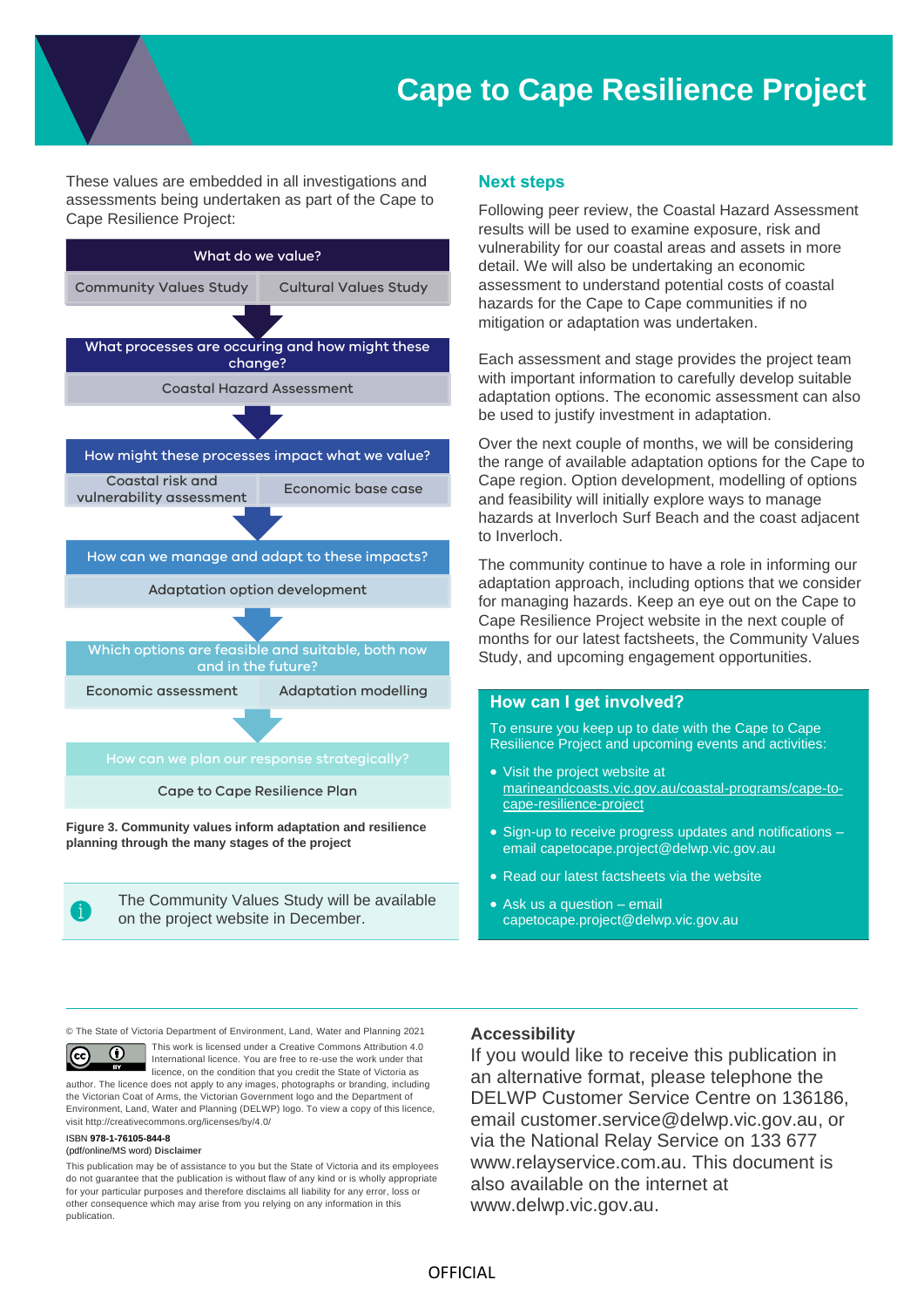# Cape to Cape Resilience Project

These values are embedded in all investigations and assessments being undertaken as part of the Cape to Cape Resilience Project:

What do we value?

Community Values Study

Cultural Values Study

What processes are occuring and how might these change?

Coastal Hazard Assessment

How might these processes impact what we value?

Coastal risk and vulnerability assessment

Economic base case

How can we manage and adapt to these impacts?

Adaptation option development

Which options are feasible and suitable, both now and in the future?

Economic assessment

Adaptation modelling

How can we plan our response strategically?

Cape to Cape Resilience Plan

**Figure 3. Community values inform adaptation and resilience planning through the many stages of the project**

The Community Values Study will be available on the project website in December.

## Next steps

Following peer review, the Coastal Hazard Assessment results will be used to examine exposure, risk and vulnerability for our coastal areas and assets in more detail. We will also be undertaking an economic assessment to understand potential costs of coastal hazards for the Cape to Cape communities if no mitigation or adaptation was undertaken.

Each assessment and stage provides the project team with important information to carefully develop suitable adaptation options. The economic assessment can also be used to justify investment in adaptation.

Over the next couple of months, we will be considering the range of available adaptation options for the Cape to Cape region. Option development, modelling of options and feasibility will initially explore ways to manage hazards at Inverloch Surf Beach and the coast adjacent to Inverloch.

The community continue to have a role in informing our adaptation approach, including options that we consider for managing hazards. Keep an eye out on the Cape to Cape Resilience Project website in the next couple of months for our latest factsheets, the Community Values Study, and upcoming engagement opportunities.

## How can I get involved?

To ensure you keep up to date with the Cape to Cape Resilience Project and upcoming events and activities:

- Visit the project website at marineandcoasts.vic.gov.au/coastal-programs/cape-to-cape-resilience-project
- Sign-up to receive progress updates and notifications – email capetocape.project@delwp.vic.gov.au
- Read our latest factsheets via the website
- Ask us a question – email capetocape.project@delwp.vic.gov.au

© The State of Victoria Department of Environment, Land, Water and Planning 2021

This work is licensed under a Creative Commons Attribution 4.0 International licence. You are free to re-use the work under that licence, on the condition that you credit the State of Victoria as author. The licence does not apply to any images, photographs or branding, including the Victorian Coat of Arms, the Victorian Government logo and the Department of Environment, Land, Water and Planning (DELWP) logo. To view a copy of this licence, visit http://creativecommons.org/licenses/by/4.0/

ISBN **978-1-76105-844-8**
(pdf/online/MS word) **Disclaimer**

This publication may be of assistance to you but the State of Victoria and its employees do not guarantee that the publication is without flaw of any kind or is wholly appropriate for your particular purposes and therefore disclaims all liability for any error, loss or other consequence which may arise from you relying on any information in this publication.

## Accessibility

If you would like to receive this publication in an alternative format, please telephone the DELWP Customer Service Centre on 136186, email customer.service@delwp.vic.gov.au, or via the National Relay Service on 133 677 www.relayservice.com.au. This document is also available on the internet at www.delwp.vic.gov.au.

OFFICIAL